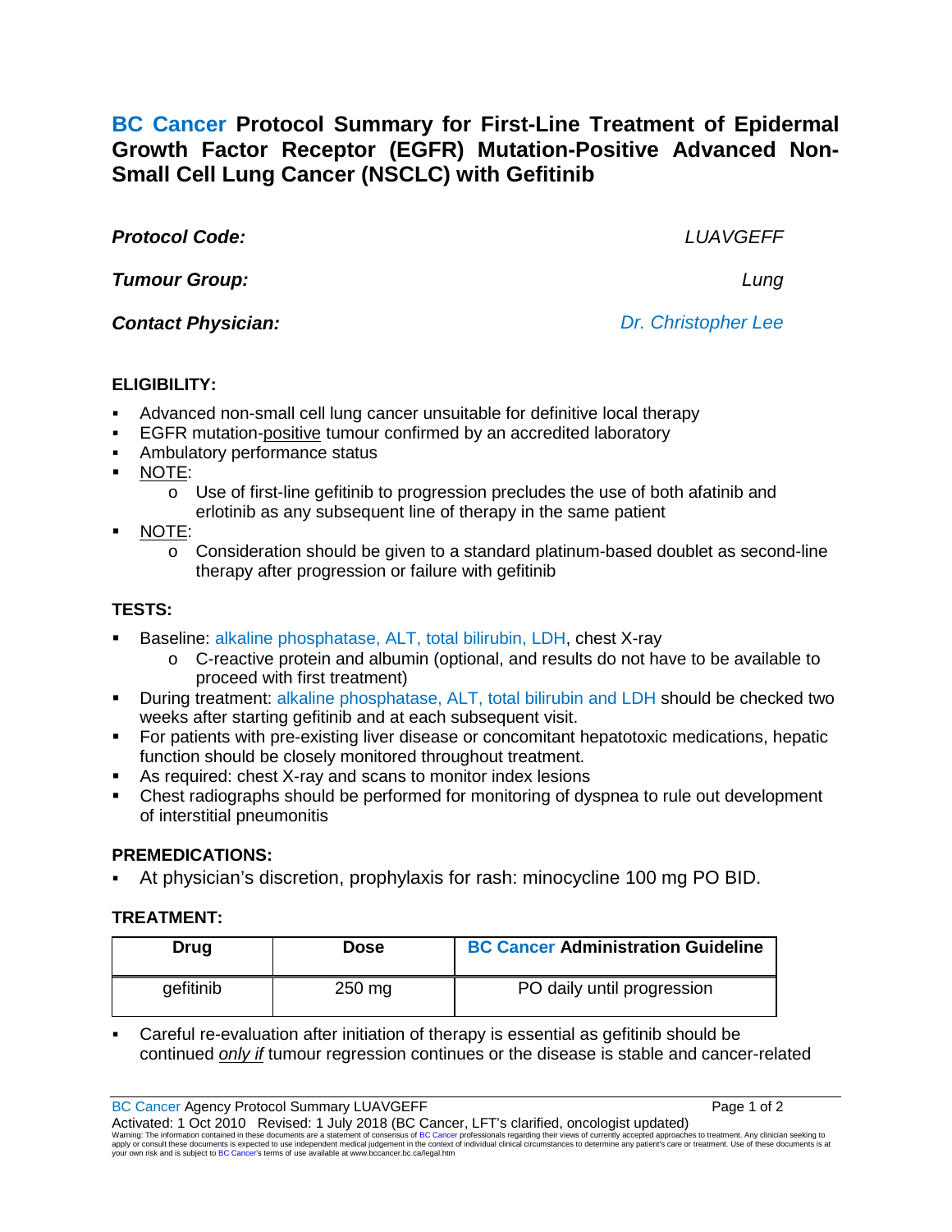# BC Cancer Protocol Summary for First-Line Treatment of Epidermal Growth Factor Receptor (EGFR) Mutation-Positive Advanced Non-Small Cell Lung Cancer (NSCLC) with Gefitinib

***Protocol Code:*** *LUAVGEFF*

***Tumour Group:*** *Lung*

***Contact Physician:*** *Dr. Christopher Lee*

## ELIGIBILITY:

- Advanced non-small cell lung cancer unsuitable for definitive local therapy
- EGFR mutation-positive tumour confirmed by an accredited laboratory
- Ambulatory performance status
- NOTE:
  - Use of first-line gefitinib to progression precludes the use of both afatinib and erlotinib as any subsequent line of therapy in the same patient
- NOTE:
  - Consideration should be given to a standard platinum-based doublet as second-line therapy after progression or failure with gefitinib

## TESTS:

- Baseline: alkaline phosphatase, ALT, total bilirubin, LDH, chest X-ray
  - C-reactive protein and albumin (optional, and results do not have to be available to proceed with first treatment)
- During treatment: alkaline phosphatase, ALT, total bilirubin and LDH should be checked two weeks after starting gefitinib and at each subsequent visit.
- For patients with pre-existing liver disease or concomitant hepatotoxic medications, hepatic function should be closely monitored throughout treatment.
- As required: chest X-ray and scans to monitor index lesions
- Chest radiographs should be performed for monitoring of dyspnea to rule out development of interstitial pneumonitis

## PREMEDICATIONS:

- At physician's discretion, prophylaxis for rash: minocycline 100 mg PO BID.

## TREATMENT:

| Drug | Dose | BC Cancer Administration Guideline |
|---|---|---|
| gefitinib | 250 mg | PO daily until progression |

- Careful re-evaluation after initiation of therapy is essential as gefitinib should be continued *only if* tumour regression continues or the disease is stable and cancer-related

BC Cancer Agency Protocol Summary LUAVGEFF

Activated: 1 Oct 2010 Revised: 1 July 2018 (BC Cancer, LFT's clarified, oncologist updated)

Warning: The information contained in these documents are a statement of consensus of BC Cancer professionals regarding their views of currently accepted approaches to treatment. Any clinician seeking to apply or consult these documents is expected to use independent medical judgement in the context of individual clinical circumstances to determine any patient's care or treatment. Use of these documents is at your own risk and is subject to BC Cancer's terms of use available at www.bccancer.bc.ca/legal.htm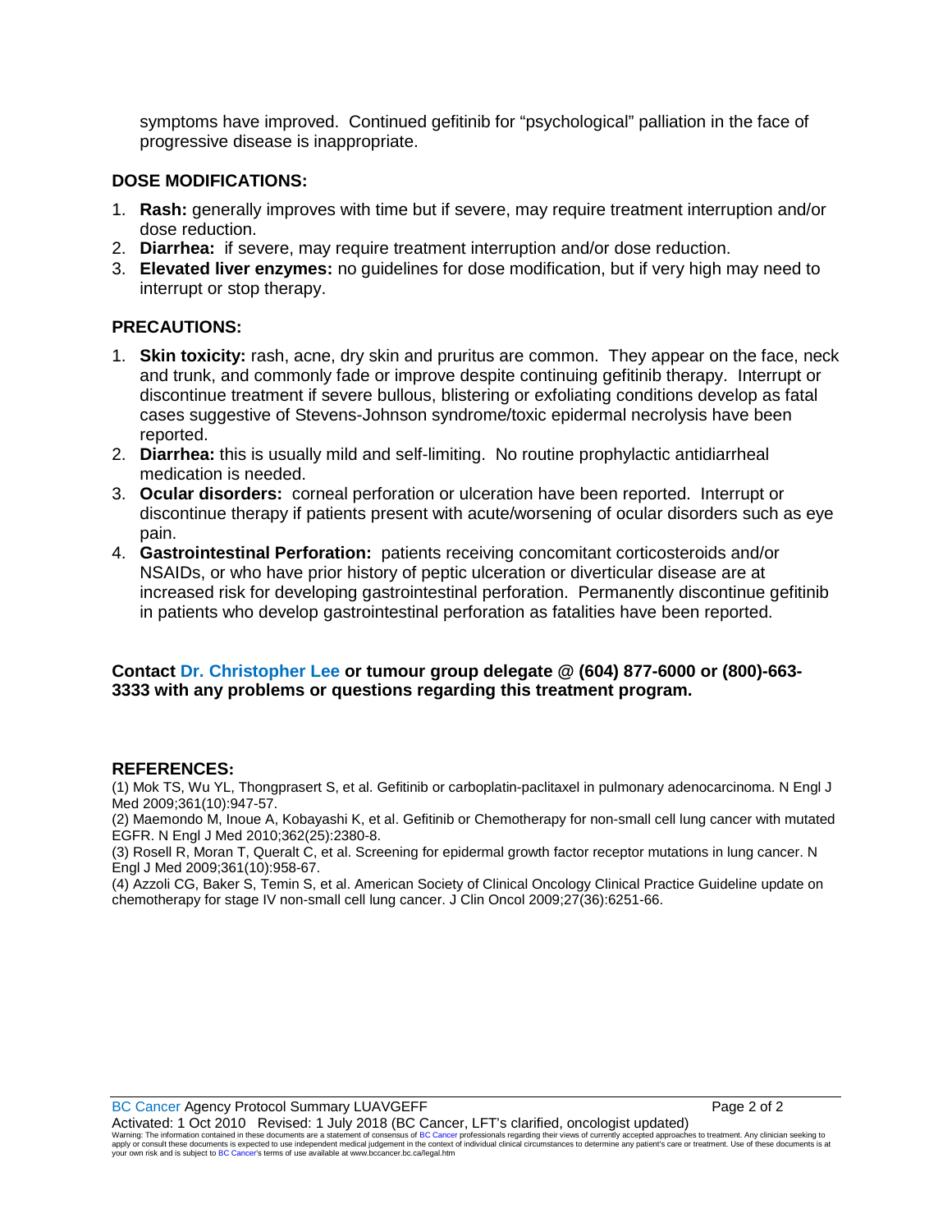symptoms have improved. Continued gefitinib for "psychological" palliation in the face of progressive disease is inappropriate.

## DOSE MODIFICATIONS:

1. **Rash:** generally improves with time but if severe, may require treatment interruption and/or dose reduction.
2. **Diarrhea:** if severe, may require treatment interruption and/or dose reduction.
3. **Elevated liver enzymes:** no guidelines for dose modification, but if very high may need to interrupt or stop therapy.

## PRECAUTIONS:

1. **Skin toxicity:** rash, acne, dry skin and pruritus are common. They appear on the face, neck and trunk, and commonly fade or improve despite continuing gefitinib therapy. Interrupt or discontinue treatment if severe bullous, blistering or exfoliating conditions develop as fatal cases suggestive of Stevens-Johnson syndrome/toxic epidermal necrolysis have been reported.
2. **Diarrhea:** this is usually mild and self-limiting. No routine prophylactic antidiarrheal medication is needed.
3. **Ocular disorders:** corneal perforation or ulceration have been reported. Interrupt or discontinue therapy if patients present with acute/worsening of ocular disorders such as eye pain.
4. **Gastrointestinal Perforation:** patients receiving concomitant corticosteroids and/or NSAIDs, or who have prior history of peptic ulceration or diverticular disease are at increased risk for developing gastrointestinal perforation. Permanently discontinue gefitinib in patients who develop gastrointestinal perforation as fatalities have been reported.

**Contact Dr. Christopher Lee or tumour group delegate @ (604) 877-6000 or (800)-663-3333 with any problems or questions regarding this treatment program.**

## REFERENCES:

(1) Mok TS, Wu YL, Thongprasert S, et al. Gefitinib or carboplatin-paclitaxel in pulmonary adenocarcinoma. N Engl J Med 2009;361(10):947-57.

(2) Maemondo M, Inoue A, Kobayashi K, et al. Gefitinib or Chemotherapy for non-small cell lung cancer with mutated EGFR. N Engl J Med 2010;362(25):2380-8.

(3) Rosell R, Moran T, Queralt C, et al. Screening for epidermal growth factor receptor mutations in lung cancer. N Engl J Med 2009;361(10):958-67.

(4) Azzoli CG, Baker S, Temin S, et al. American Society of Clinical Oncology Clinical Practice Guideline update on chemotherapy for stage IV non-small cell lung cancer. J Clin Oncol 2009;27(36):6251-66.